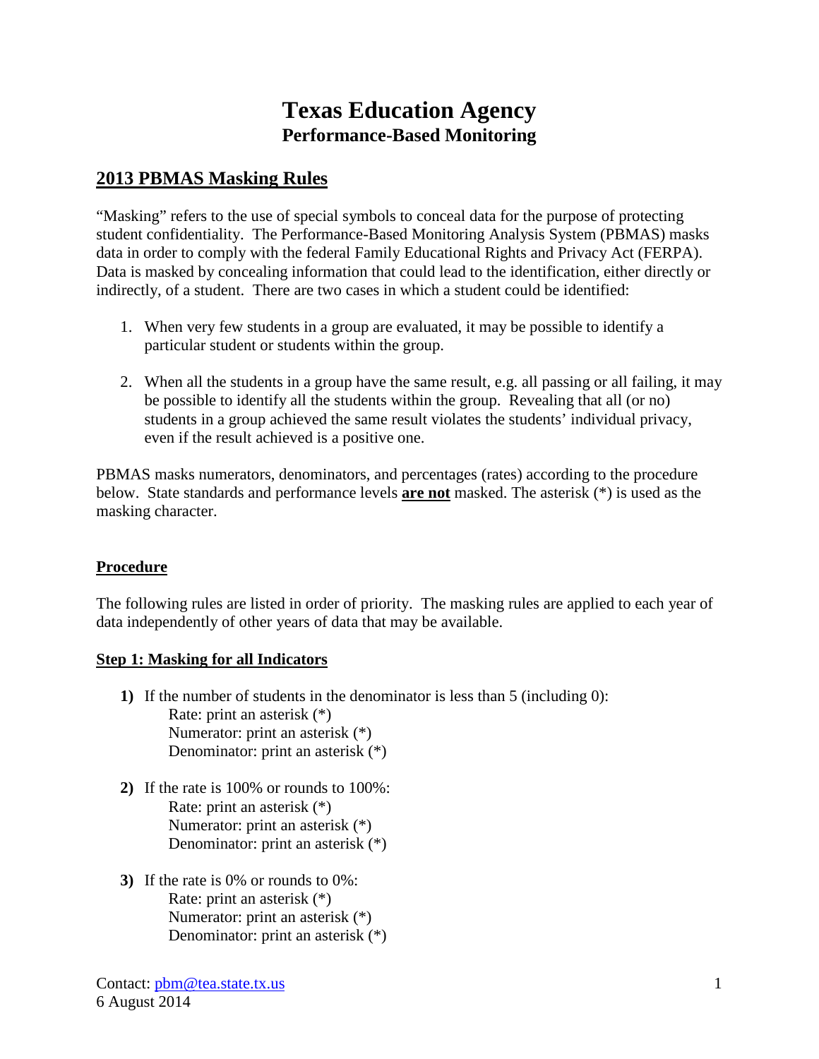# Texas Education Agency

## Performance-Based Monitoring

## 2013 PBMAS Masking Rules

"Masking" refers to the use of special symbols to conceal data for the purpose of protecting student confidentiality. The Performance-Based Monitoring Analysis System (PBMAS) masks data in order to comply with the federal Family Educational Rights and Privacy Act (FERPA). Data is masked by concealing information that could lead to the identification, either directly or indirectly, of a student. There are two cases in which a student could be identified:

1. When very few students in a group are evaluated, it may be possible to identify a particular student or students within the group.

2. When all the students in a group have the same result, e.g. all passing or all failing, it may be possible to identify all the students within the group. Revealing that all (or no) students in a group achieved the same result violates the students' individual privacy, even if the result achieved is a positive one.

PBMAS masks numerators, denominators, and percentages (rates) according to the procedure below. State standards and performance levels **are not** masked. The asterisk (*) is used as the masking character.

### Procedure

The following rules are listed in order of priority. The masking rules are applied to each year of data independently of other years of data that may be available.

### Step 1: Masking for all Indicators

**1)** If the number of students in the denominator is less than 5 (including 0):
   Rate: print an asterisk (*)
   Numerator: print an asterisk (*)
   Denominator: print an asterisk (*)

**2)** If the rate is 100% or rounds to 100%:
   Rate: print an asterisk (*)
   Numerator: print an asterisk (*)
   Denominator: print an asterisk (*)

**3)** If the rate is 0% or rounds to 0%:
   Rate: print an asterisk (*)
   Numerator: print an asterisk (*)
   Denominator: print an asterisk (*)

Contact: pbm@tea.state.tx.us
6 August 2014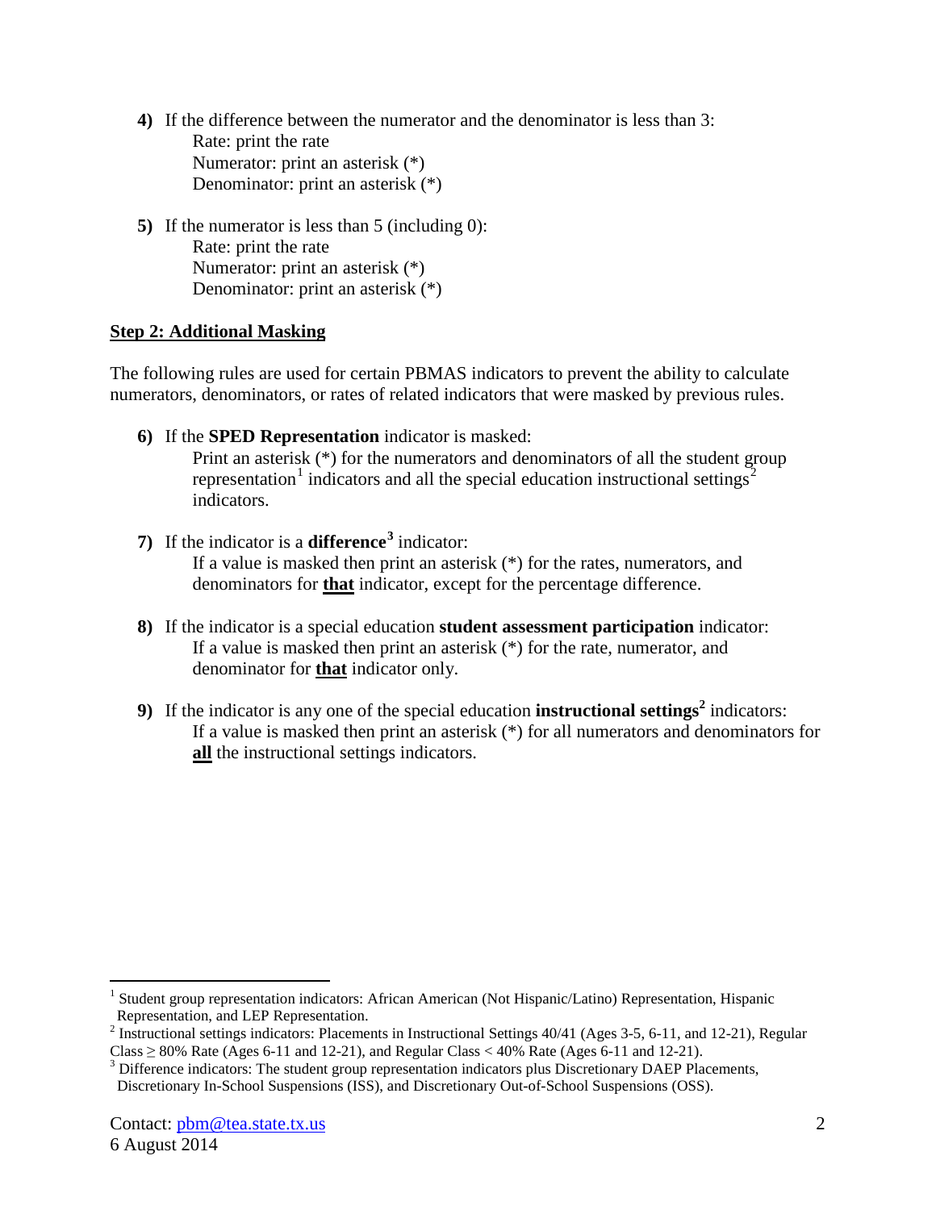4) If the difference between the numerator and the denominator is less than 3:
   Rate: print the rate
   Numerator: print an asterisk (*)
   Denominator: print an asterisk (*)

5) If the numerator is less than 5 (including 0):
   Rate: print the rate
   Numerator: print an asterisk (*)
   Denominator: print an asterisk (*)

**Step 2: Additional Masking**

The following rules are used for certain PBMAS indicators to prevent the ability to calculate numerators, denominators, or rates of related indicators that were masked by previous rules.

6) If the **SPED Representation** indicator is masked:
   Print an asterisk (*) for the numerators and denominators of all the student group representation[1] indicators and all the special education instructional settings[2] indicators.

7) If the indicator is a **difference[3]** indicator:
   If a value is masked then print an asterisk (*) for the rates, numerators, and denominators for **that** indicator, except for the percentage difference.

8) If the indicator is a special education **student assessment participation** indicator:
   If a value is masked then print an asterisk (*) for the rate, numerator, and denominator for **that** indicator only.

9) If the indicator is any one of the special education **instructional settings[2]** indicators:
   If a value is masked then print an asterisk (*) for all numerators and denominators for **all** the instructional settings indicators.

[1] Student group representation indicators: African American (Not Hispanic/Latino) Representation, Hispanic Representation, and LEP Representation.

[2] Instructional settings indicators: Placements in Instructional Settings 40/41 (Ages 3-5, 6-11, and 12-21), Regular Class ≥ 80% Rate (Ages 6-11 and 12-21), and Regular Class < 40% Rate (Ages 6-11 and 12-21).

[3] Difference indicators: The student group representation indicators plus Discretionary DAEP Placements, Discretionary In-School Suspensions (ISS), and Discretionary Out-of-School Suspensions (OSS).

Contact: pbm@tea.state.tx.us
6 August 2014